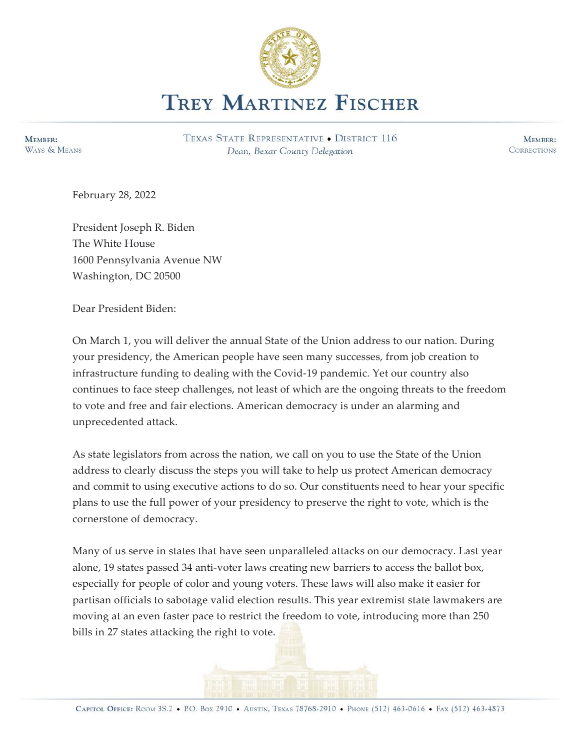# TREY MARTINEZ FISCHER

**MEMBER:**
WAYS & MEANS

TEXAS STATE REPRESENTATIVE • DISTRICT 116
*Dean, Bexar County Delegation*

**MEMBER:**
CORRECTIONS

February 28, 2022

President Joseph R. Biden
The White House
1600 Pennsylvania Avenue NW
Washington, DC 20500

Dear President Biden:

On March 1, you will deliver the annual State of the Union address to our nation. During your presidency, the American people have seen many successes, from job creation to infrastructure funding to dealing with the Covid-19 pandemic. Yet our country also continues to face steep challenges, not least of which are the ongoing threats to the freedom to vote and free and fair elections. American democracy is under an alarming and unprecedented attack.

As state legislators from across the nation, we call on you to use the State of the Union address to clearly discuss the steps you will take to help us protect American democracy and commit to using executive actions to do so. Our constituents need to hear your specific plans to use the full power of your presidency to preserve the right to vote, which is the cornerstone of democracy.

Many of us serve in states that have seen unparalleled attacks on our democracy. Last year alone, 19 states passed 34 anti-voter laws creating new barriers to access the ballot box, especially for people of color and young voters. These laws will also make it easier for partisan officials to sabotage valid election results. This year extremist state lawmakers are moving at an even faster pace to restrict the freedom to vote, introducing more than 250 bills in 27 states attacking the right to vote.

**CAPITOL OFFICE:** ROOM 3S.2 • P.O. BOX 2910 • AUSTIN, TEXAS 78768-2910 • PHONE (512) 463-0616 • FAX (512) 463-4873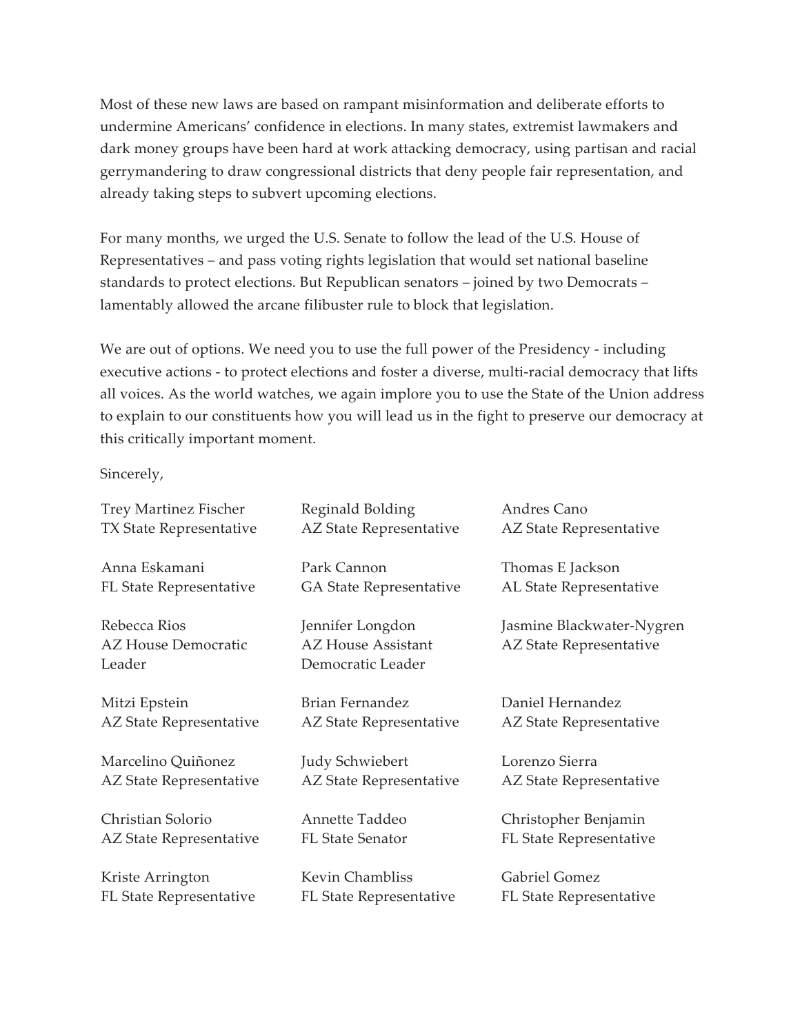Most of these new laws are based on rampant misinformation and deliberate efforts to undermine Americans' confidence in elections. In many states, extremist lawmakers and dark money groups have been hard at work attacking democracy, using partisan and racial gerrymandering to draw congressional districts that deny people fair representation, and already taking steps to subvert upcoming elections.

For many months, we urged the U.S. Senate to follow the lead of the U.S. House of Representatives – and pass voting rights legislation that would set national baseline standards to protect elections. But Republican senators – joined by two Democrats – lamentably allowed the arcane filibuster rule to block that legislation.

We are out of options. We need you to use the full power of the Presidency - including executive actions - to protect elections and foster a diverse, multi-racial democracy that lifts all voices. As the world watches, we again implore you to use the State of the Union address to explain to our constituents how you will lead us in the fight to preserve our democracy at this critically important moment.

Sincerely,

Trey Martinez Fischer
TX State Representative

Reginald Bolding
AZ State Representative

Andres Cano
AZ State Representative

Anna Eskamani
FL State Representative

Park Cannon
GA State Representative

Thomas E Jackson
AL State Representative

Rebecca Rios
AZ House Democratic Leader

Jennifer Longdon
AZ House Assistant Democratic Leader

Jasmine Blackwater-Nygren
AZ State Representative

Mitzi Epstein
AZ State Representative

Brian Fernandez
AZ State Representative

Daniel Hernandez
AZ State Representative

Marcelino Quiñonez
AZ State Representative

Judy Schwiebert
AZ State Representative

Lorenzo Sierra
AZ State Representative

Christian Solorio
AZ State Representative

Annette Taddeo
FL State Senator

Christopher Benjamin
FL State Representative

Kriste Arrington
FL State Representative

Kevin Chambliss
FL State Representative

Gabriel Gomez
FL State Representative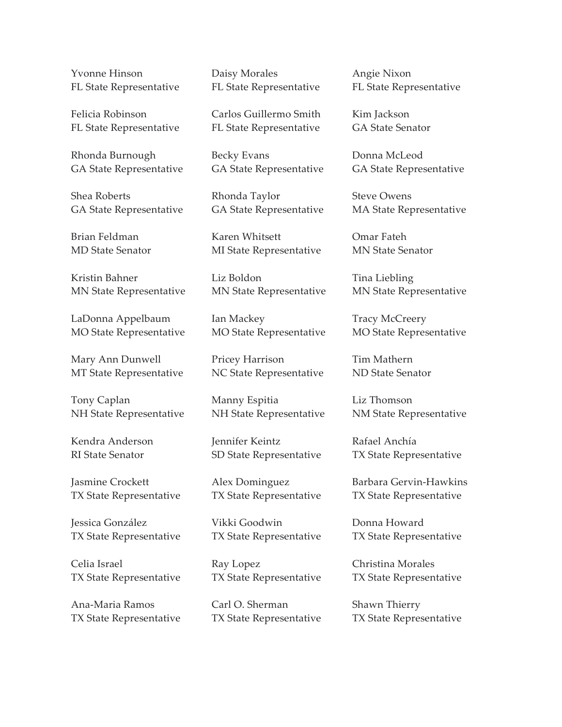Yvonne Hinson
FL State Representative

Daisy Morales
FL State Representative

Angie Nixon
FL State Representative

Felicia Robinson
FL State Representative

Carlos Guillermo Smith
FL State Representative

Kim Jackson
GA State Senator

Rhonda Burnough
GA State Representative

Becky Evans
GA State Representative

Donna McLeod
GA State Representative

Shea Roberts
GA State Representative

Rhonda Taylor
GA State Representative

Steve Owens
MA State Representative

Brian Feldman
MD State Senator

Karen Whitsett
MI State Representative

Omar Fateh
MN State Senator

Kristin Bahner
MN State Representative

Liz Boldon
MN State Representative

Tina Liebling
MN State Representative

LaDonna Appelbaum
MO State Representative

Ian Mackey
MO State Representative

Tracy McCreery
MO State Representative

Mary Ann Dunwell
MT State Representative

Pricey Harrison
NC State Representative

Tim Mathern
ND State Senator

Tony Caplan
NH State Representative

Manny Espitia
NH State Representative

Liz Thomson
NM State Representative

Kendra Anderson
RI State Senator

Jennifer Keintz
SD State Representative

Rafael Anchía
TX State Representative

Jasmine Crockett
TX State Representative

Alex Dominguez
TX State Representative

Barbara Gervin-Hawkins
TX State Representative

Jessica González
TX State Representative

Vikki Goodwin
TX State Representative

Donna Howard
TX State Representative

Celia Israel
TX State Representative

Ray Lopez
TX State Representative

Christina Morales
TX State Representative

Ana-Maria Ramos
TX State Representative

Carl O. Sherman
TX State Representative

Shawn Thierry
TX State Representative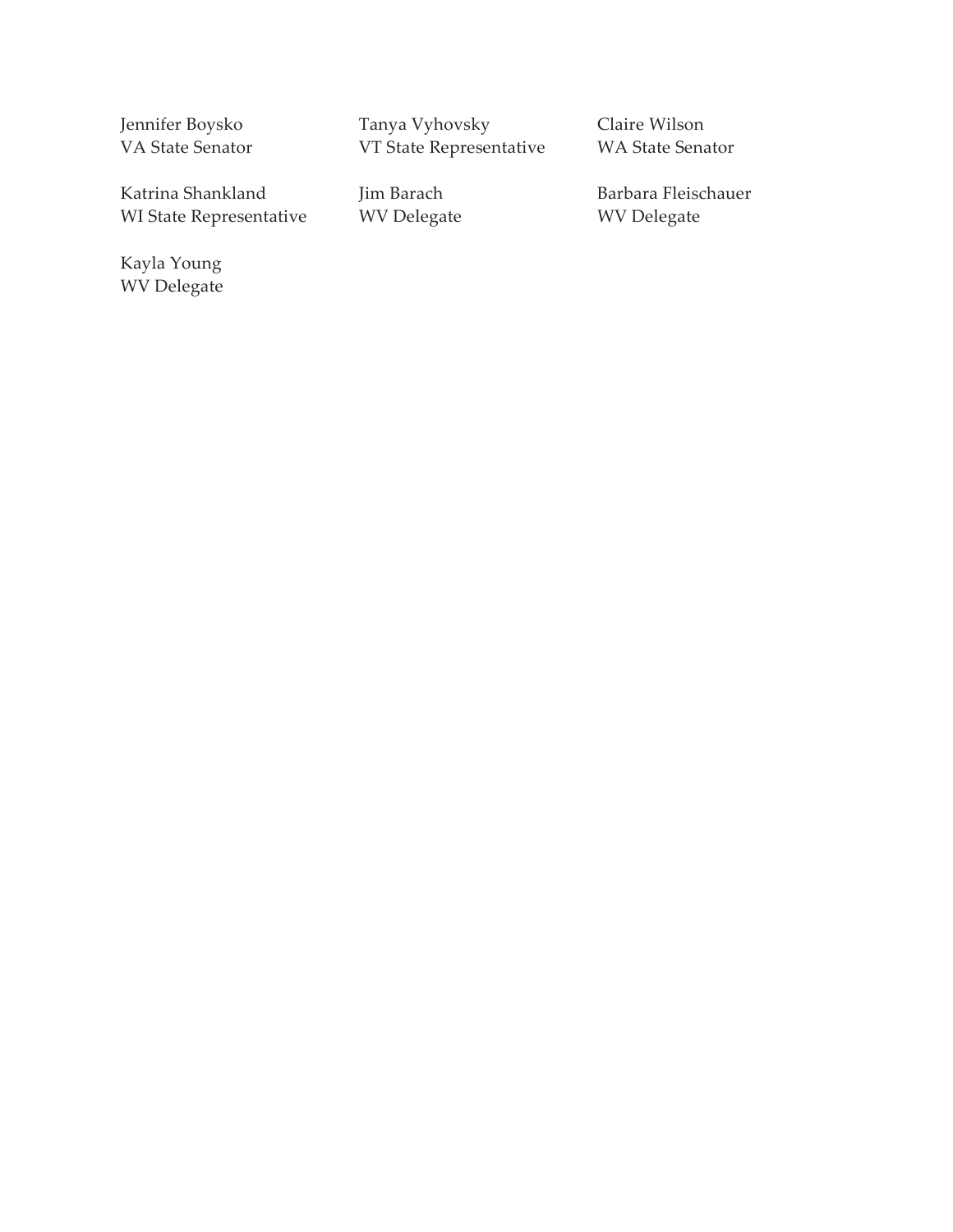Jennifer Boysko
VA State Senator

Tanya Vyhovsky
VT State Representative

Claire Wilson
WA State Senator

Katrina Shankland
WI State Representative

Jim Barach
WV Delegate

Barbara Fleischauer
WV Delegate

Kayla Young
WV Delegate